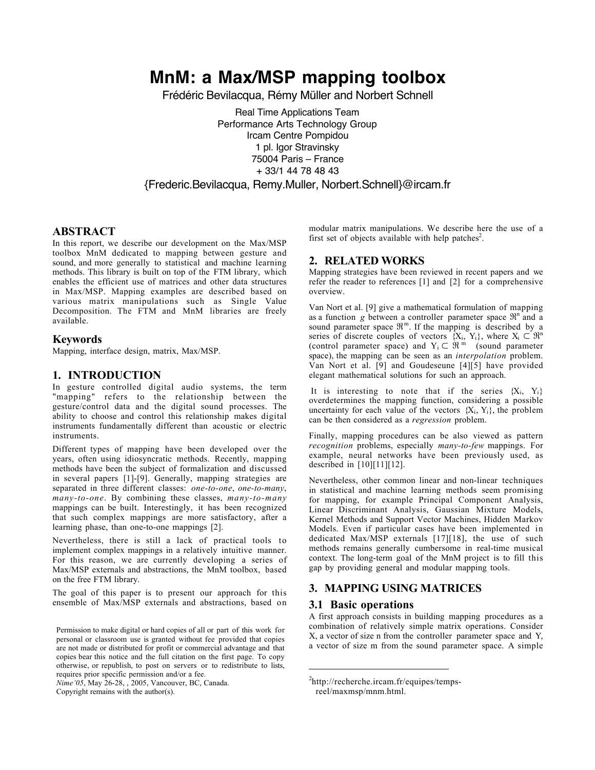# MnM: a Max/MSP mapping toolbox

Frédéric Bevilacqua, Rémy Müller and Norbert Schnell

Real Time Applications Team
Performance Arts Technology Group
Ircam Centre Pompidou
1 pl. Igor Stravinsky
75004 Paris – France
+ 33/1 44 78 48 43

{Frederic.Bevilacqua, Remy.Muller, Norbert.Schnell}@ircam.fr

## ABSTRACT

In this report, we describe our development on the Max/MSP toolbox MnM dedicated to mapping between gesture and sound, and more generally to statistical and machine learning methods. This library is built on top of the FTM library, which enables the efficient use of matrices and other data structures in Max/MSP. Mapping examples are described based on various matrix manipulations such as Single Value Decomposition. The FTM and MnM libraries are freely available.

## Keywords

Mapping, interface design, matrix, Max/MSP.

## 1. INTRODUCTION

In gesture controlled digital audio systems, the term "mapping" refers to the relationship between the gesture/control data and the digital sound processes. The ability to choose and control this relationship makes digital instruments fundamentally different than acoustic or electric instruments.

Different types of mapping have been developed over the years, often using idiosyncratic methods. Recently, mapping methods have been the subject of formalization and discussed in several papers [1]-[9]. Generally, mapping strategies are separated in three different classes: *one-to-one*, *one-to-many*, *many-to-one*. By combining these classes, *many-to-many* mappings can be built. Interestingly, it has been recognized that such complex mappings are more satisfactory, after a learning phase, than one-to-one mappings [2].

Nevertheless, there is still a lack of practical tools to implement complex mappings in a relatively intuitive manner. For this reason, we are currently developing a series of Max/MSP externals and abstractions, the MnM toolbox, based on the free FTM library.

The goal of this paper is to present our approach for this ensemble of Max/MSP externals and abstractions, based on modular matrix manipulations. We describe here the use of a first set of objects available with help patches[2].

Permission to make digital or hard copies of all or part of this work for personal or classroom use is granted without fee provided that copies are not made or distributed for profit or commercial advantage and that copies bear this notice and the full citation on the first page. To copy otherwise, or republish, to post on servers or to redistribute to lists, requires prior specific permission and/or a fee.
*Nime'05*, May 26-28, , 2005, Vancouver, BC, Canada.
Copyright remains with the author(s).

## 2. RELATED WORKS

Mapping strategies have been reviewed in recent papers and we refer the reader to references [1] and [2] for a comprehensive overview.

Van Nort et al. [9] give a mathematical formulation of mapping as a function $g$ between a controller parameter space $\Re^n$ and a sound parameter space $\Re^m$. If the mapping is described by a series of discrete couples of vectors $\{X_i, Y_i\}$, where $X_i \subset \Re^n$ (control parameter space) and $Y_i \subset \Re^m$ (sound parameter space), the mapping can be seen as an *interpolation* problem. Van Nort et al. [9] and Goudeseune [4][5] have provided elegant mathematical solutions for such an approach.

It is interesting to note that if the series $\{X_i, Y_i\}$ overdetermines the mapping function, considering a possible uncertainty for each value of the vectors $\{X_i, Y_i\}$, the problem can be then considered as a *regression* problem.

Finally, mapping procedures can be also viewed as pattern *recognition* problems, especially *many-to-few* mappings. For example, neural networks have been previously used, as described in [10][11][12].

Nevertheless, other common linear and non-linear techniques in statistical and machine learning methods seem promising for mapping, for example Principal Component Analysis, Linear Discriminant Analysis, Gaussian Mixture Models, Kernel Methods and Support Vector Machines, Hidden Markov Models. Even if particular cases have been implemented in dedicated Max/MSP externals [17][18], the use of such methods remains generally cumbersome in real-time musical context. The long-term goal of the MnM project is to fill this gap by providing general and modular mapping tools.

## 3. MAPPING USING MATRICES

### 3.1 Basic operations

A first approach consists in building mapping procedures as a combination of relatively simple matrix operations. Consider X, a vector of size n from the controller parameter space and Y, a vector of size m from the sound parameter space. A simple

[2] http://recherche.ircam.fr/equipes/temps-reel/maxmsp/mnm.html.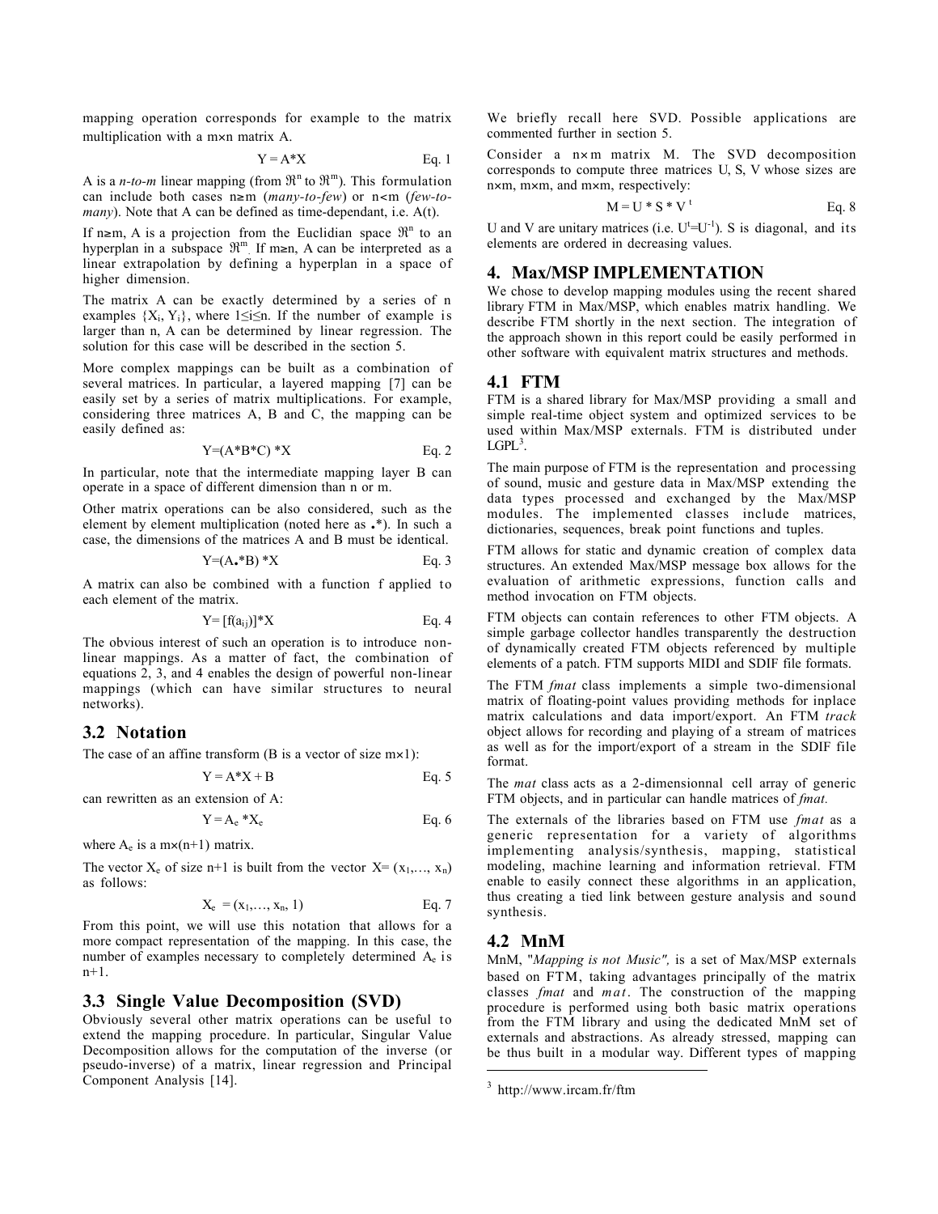mapping operation corresponds for example to the matrix multiplication with a m×n matrix A.

$$Y = A*X \qquad \text{Eq. 1}$$

A is a *n-to-m* linear mapping (from $\Re^n$ to $\Re^m$). This formulation can include both cases n≥m (*many-to-few*) or n<m (*few-to-many*). Note that A can be defined as time-dependant, i.e. A(t).

If n≥m, A is a projection from the Euclidian space $\Re^n$ to an hyperplan in a subspace $\Re^m$. If m≥n, A can be interpreted as a linear extrapolation by defining a hyperplan in a space of higher dimension.

The matrix A can be exactly determined by a series of n examples $\{X_i, Y_i\}$, where $1 \leq i \leq n$. If the number of example is larger than n, A can be determined by linear regression. The solution for this case will be described in the section 5.

More complex mappings can be built as a combination of several matrices. In particular, a layered mapping [7] can be easily set by a series of matrix multiplications. For example, considering three matrices A, B and C, the mapping can be easily defined as:

$$Y=(A*B*C)*X \qquad \text{Eq. 2}$$

In particular, note that the intermediate mapping layer B can operate in a space of different dimension than n or m.

Other matrix operations can be also considered, such as the element by element multiplication (noted here as .*). In such a case, the dimensions of the matrices A and B must be identical.

$$Y=(A.*B)*X \qquad \text{Eq. 3}$$

A matrix can also be combined with a function f applied to each element of the matrix.

$$Y=[f(a_{ij})]*X \qquad \text{Eq. 4}$$

The obvious interest of such an operation is to introduce non-linear mappings. As a matter of fact, the combination of equations 2, 3, and 4 enables the design of powerful non-linear mappings (which can have similar structures to neural networks).

## 3.2 Notation

The case of an affine transform (B is a vector of size m×1):

$$Y = A*X + B \qquad \text{Eq. 5}$$

can rewritten as an extension of A:

$$Y = A_e * X_e \qquad \text{Eq. 6}$$

where $A_e$ is a m×(n+1) matrix.

The vector $X_e$ of size n+1 is built from the vector $X= (x_1,\ldots, x_n)$ as follows:

$$X_e = (x_1,\ldots, x_n, 1) \qquad \text{Eq. 7}$$

From this point, we will use this notation that allows for a more compact representation of the mapping. In this case, the number of examples necessary to completely determined $A_e$ is n+1.

## 3.3 Single Value Decomposition (SVD)

Obviously several other matrix operations can be useful to extend the mapping procedure. In particular, Singular Value Decomposition allows for the computation of the inverse (or pseudo-inverse) of a matrix, linear regression and Principal Component Analysis [14].

We briefly recall here SVD. Possible applications are commented further in section 5.

Consider a n×m matrix M. The SVD decomposition corresponds to compute three matrices U, S, V whose sizes are n×m, m×m, and m×m, respectively:

$$M = U * S * V^t \qquad \text{Eq. 8}$$

U and V are unitary matrices (i.e. $U^t=U^{-1}$). S is diagonal, and its elements are ordered in decreasing values.

# 4. Max/MSP IMPLEMENTATION

We chose to develop mapping modules using the recent shared library FTM in Max/MSP, which enables matrix handling. We describe FTM shortly in the next section. The integration of the approach shown in this report could be easily performed in other software with equivalent matrix structures and methods.

## 4.1 FTM

FTM is a shared library for Max/MSP providing a small and simple real-time object system and optimized services to be used within Max/MSP externals. FTM is distributed under LGPL[3].

The main purpose of FTM is the representation and processing of sound, music and gesture data in Max/MSP extending the data types processed and exchanged by the Max/MSP modules. The implemented classes include matrices, dictionaries, sequences, break point functions and tuples.

FTM allows for static and dynamic creation of complex data structures. An extended Max/MSP message box allows for the evaluation of arithmetic expressions, function calls and method invocation on FTM objects.

FTM objects can contain references to other FTM objects. A simple garbage collector handles transparently the destruction of dynamically created FTM objects referenced by multiple elements of a patch. FTM supports MIDI and SDIF file formats.

The FTM *fmat* class implements a simple two-dimensional matrix of floating-point values providing methods for inplace matrix calculations and data import/export. An FTM *track* object allows for recording and playing of a stream of matrices as well as for the import/export of a stream in the SDIF file format.

The *mat* class acts as a 2-dimensionnal cell array of generic FTM objects, and in particular can handle matrices of *fmat.*

The externals of the libraries based on FTM use *fmat* as a generic representation for a variety of algorithms implementing analysis/synthesis, mapping, statistical modeling, machine learning and information retrieval. FTM enable to easily connect these algorithms in an application, thus creating a tied link between gesture analysis and sound synthesis.

## 4.2 MnM

MnM, "*Mapping is not Music",* is a set of Max/MSP externals based on FTM, taking advantages principally of the matrix classes *fmat* and *mat*. The construction of the mapping procedure is performed using both basic matrix operations from the FTM library and using the dedicated MnM set of externals and abstractions. As already stressed, mapping can be thus built in a modular way. Different types of mapping

[3] http://www.ircam.fr/ftm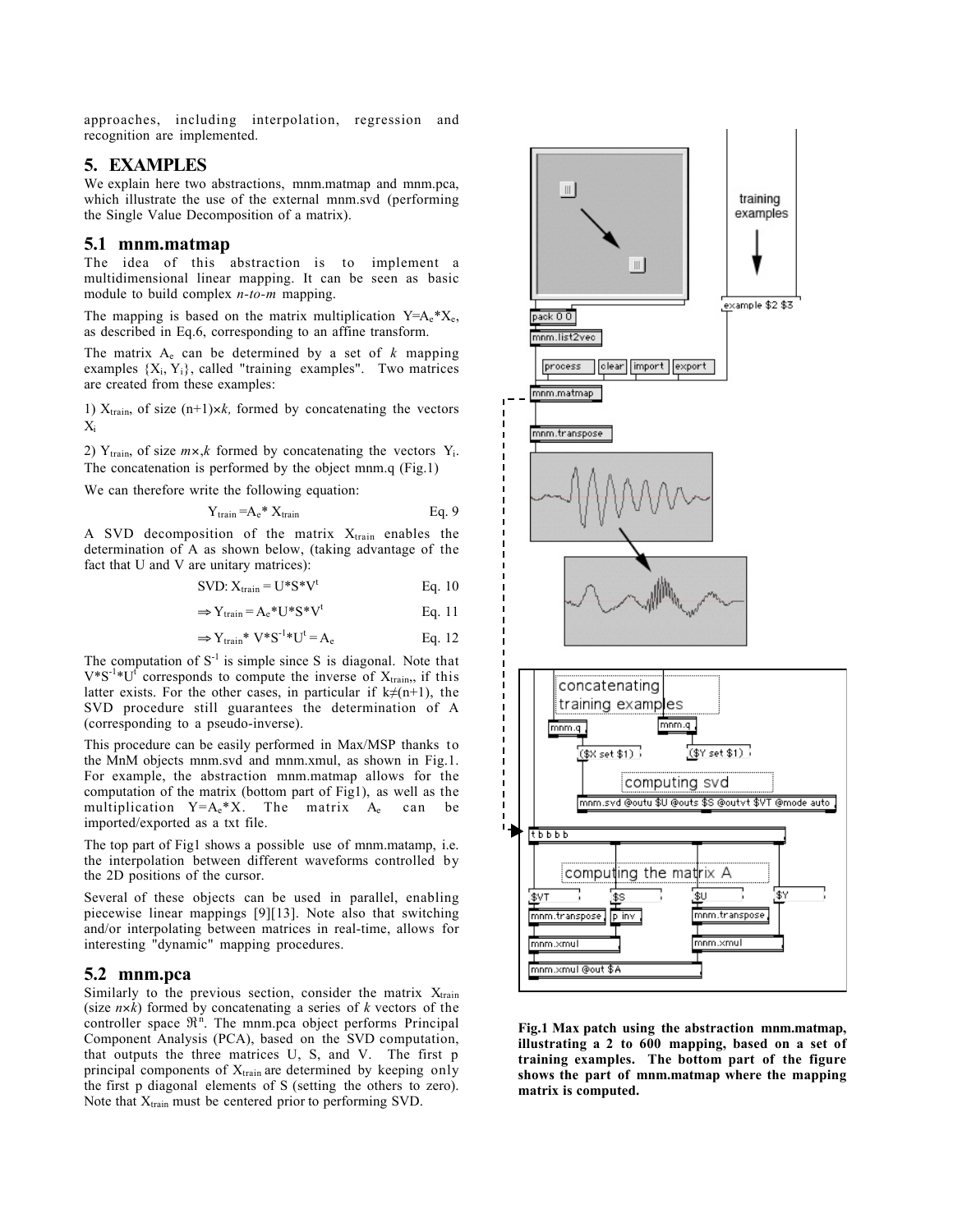approaches, including interpolation, regression and recognition are implemented.

## 5. EXAMPLES

We explain here two abstractions, mnm.matmap and mnm.pca, which illustrate the use of the external mnm.svd (performing the Single Value Decomposition of a matrix).

### 5.1 mnm.matmap

The idea of this abstraction is to implement a multidimensional linear mapping. It can be seen as basic module to build complex *n-to-m* mapping.

The mapping is based on the matrix multiplication $Y=A_e*X_e$, as described in Eq.6, corresponding to an affine transform.

The matrix $A_e$ can be determined by a set of $k$ mapping examples $\{X_i, Y_i\}$, called "training examples". Two matrices are created from these examples:

1) $X_{train}$, of size $(n+1)\times k$, formed by concatenating the vectors $X_i$

2) $Y_{train}$, of size $m\times,k$ formed by concatenating the vectors $Y_i$. The concatenation is performed by the object mnm.q (Fig.1)

We can therefore write the following equation:

$$Y_{train} = A_e * X_{train} \quad \text{Eq. 9}$$

A SVD decomposition of the matrix $X_{train}$ enables the determination of A as shown below, (taking advantage of the fact that U and V are unitary matrices):

$$\text{SVD: } X_{train} = U*S*V^t \quad \text{Eq. 10}$$

$$\Rightarrow Y_{train} = A_e*U*S*V^t \quad \text{Eq. 11}$$

$$\Rightarrow Y_{train}*V*S^{-1}*U^t = A_e \quad \text{Eq. 12}$$

The computation of $S^{-1}$ is simple since S is diagonal. Note that $V*S^{-1}*U^t$ corresponds to compute the inverse of $X_{train}$, if this latter exists. For the other cases, in particular if $k\neq(n+1)$, the SVD procedure still guarantees the determination of A (corresponding to a pseudo-inverse).

This procedure can be easily performed in Max/MSP thanks to the MnM objects mnm.svd and mnm.xmul, as shown in Fig.1. For example, the abstraction mnm.matmap allows for the computation of the matrix (bottom part of Fig1), as well as the multiplication $Y=A_e*X$. The matrix $A_e$ can be imported/exported as a txt file.

The top part of Fig1 shows a possible use of mnm.matamp, i.e. the interpolation between different waveforms controlled by the 2D positions of the cursor.

Several of these objects can be used in parallel, enabling piecewise linear mappings [9][13]. Note also that switching and/or interpolating between matrices in real-time, allows for interesting "dynamic" mapping procedures.

### 5.2 mnm.pca

Similarly to the previous section, consider the matrix $X_{train}$ (size $n\times k$) formed by concatenating a series of $k$ vectors of the controller space $\Re^n$. The mnm.pca object performs Principal Component Analysis (PCA), based on the SVD computation, that outputs the three matrices U, S, and V. The first p principal components of $X_{train}$ are determined by keeping only the first p diagonal elements of S (setting the others to zero). Note that $X_{train}$ must be centered prior to performing SVD.

**Fig.1 Max patch using the abstraction mnm.matmap, illustrating a 2 to 600 mapping, based on a set of training examples. The bottom part of the figure shows the part of mnm.matmap where the mapping matrix is computed.**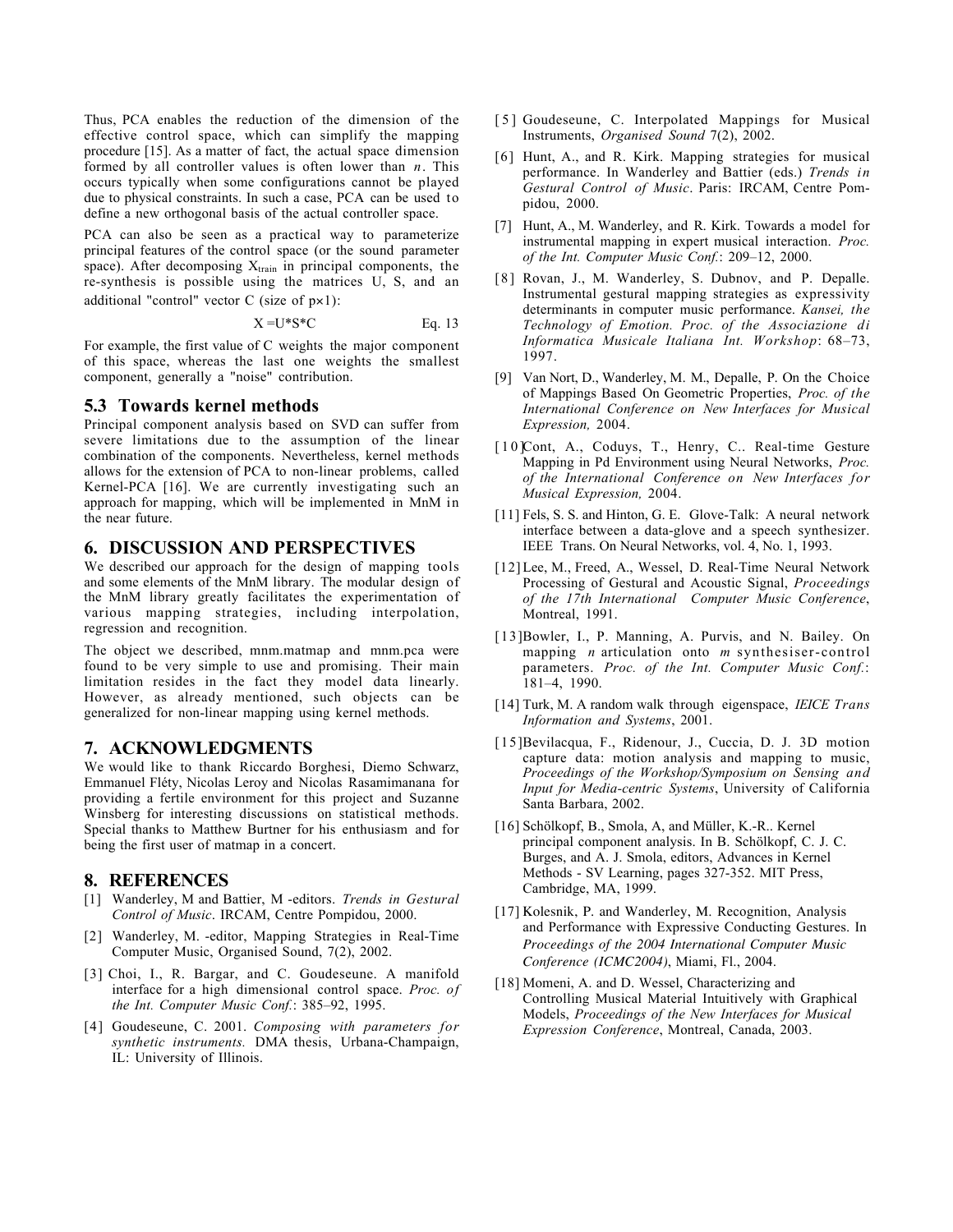Thus, PCA enables the reduction of the dimension of the effective control space, which can simplify the mapping procedure [15]. As a matter of fact, the actual space dimension formed by all controller values is often lower than $n$. This occurs typically when some configurations cannot be played due to physical constraints. In such a case, PCA can be used to define a new orthogonal basis of the actual controller space.

PCA can also be seen as a practical way to parameterize principal features of the control space (or the sound parameter space). After decomposing $X_{train}$ in principal components, the re-synthesis is possible using the matrices U, S, and an additional "control" vector C (size of p×1):

$$X = U*S*C \qquad \text{Eq. 13}$$

For example, the first value of C weights the major component of this space, whereas the last one weights the smallest component, generally a "noise" contribution.

### 5.3 Towards kernel methods

Principal component analysis based on SVD can suffer from severe limitations due to the assumption of the linear combination of the components. Nevertheless, kernel methods allows for the extension of PCA to non-linear problems, called Kernel-PCA [16]. We are currently investigating such an approach for mapping, which will be implemented in MnM in the near future.

## 6. DISCUSSION AND PERSPECTIVES

We described our approach for the design of mapping tools and some elements of the MnM library. The modular design of the MnM library greatly facilitates the experimentation of various mapping strategies, including interpolation, regression and recognition.

The object we described, mnm.matmap and mnm.pca were found to be very simple to use and promising. Their main limitation resides in the fact they model data linearly. However, as already mentioned, such objects can be generalized for non-linear mapping using kernel methods.

## 7. ACKNOWLEDGMENTS

We would like to thank Riccardo Borghesi, Diemo Schwarz, Emmanuel Fléty, Nicolas Leroy and Nicolas Rasamimanana for providing a fertile environment for this project and Suzanne Winsberg for interesting discussions on statistical methods. Special thanks to Matthew Burtner for his enthusiasm and for being the first user of matmap in a concert.

## 8. REFERENCES

[1] Wanderley, M and Battier, M -editors. *Trends in Gestural Control of Music*. IRCAM, Centre Pompidou, 2000.

[2] Wanderley, M. -editor, Mapping Strategies in Real-Time Computer Music, Organised Sound, 7(2), 2002.

[3] Choi, I., R. Bargar, and C. Goudeseune. A manifold interface for a high dimensional control space. *Proc. of the Int. Computer Music Conf.*: 385–92, 1995.

[4] Goudeseune, C. 2001. *Composing with parameters for synthetic instruments.* DMA thesis, Urbana-Champaign, IL: University of Illinois.

[5] Goudeseune, C. Interpolated Mappings for Musical Instruments, *Organised Sound* 7(2), 2002.

[6] Hunt, A., and R. Kirk. Mapping strategies for musical performance. In Wanderley and Battier (eds.) *Trends in Gestural Control of Music*. Paris: IRCAM, Centre Pompidou, 2000.

[7] Hunt, A., M. Wanderley, and R. Kirk. Towards a model for instrumental mapping in expert musical interaction. *Proc. of the Int. Computer Music Conf.*: 209–12, 2000.

[8] Rovan, J., M. Wanderley, S. Dubnov, and P. Depalle. Instrumental gestural mapping strategies as expressivity determinants in computer music performance. *Kansei, the Technology of Emotion. Proc. of the Associazione di Informatica Musicale Italiana Int. Workshop*: 68–73, 1997.

[9] Van Nort, D., Wanderley, M. M., Depalle, P. On the Choice of Mappings Based On Geometric Properties, *Proc. of the International Conference on New Interfaces for Musical Expression,* 2004.

[10] Cont, A., Coduys, T., Henry, C.. Real-time Gesture Mapping in Pd Environment using Neural Networks, *Proc. of the International Conference on New Interfaces for Musical Expression,* 2004.

[11] Fels, S. S. and Hinton, G. E. Glove-Talk: A neural network interface between a data-glove and a speech synthesizer. IEEE Trans. On Neural Networks, vol. 4, No. 1, 1993.

[12] Lee, M., Freed, A., Wessel, D. Real-Time Neural Network Processing of Gestural and Acoustic Signal, *Proceedings of the 17th International Computer Music Conference*, Montreal, 1991.

[13] Bowler, I., P. Manning, A. Purvis, and N. Bailey. On mapping *n* articulation onto *m* synthesiser-control parameters. *Proc. of the Int. Computer Music Conf.*: 181–4, 1990.

[14] Turk, M. A random walk through eigenspace, *IEICE Trans Information and Systems*, 2001.

[15] Bevilacqua, F., Ridenour, J., Cuccia, D. J. 3D motion capture data: motion analysis and mapping to music, *Proceedings of the Workshop/Symposium on Sensing and Input for Media-centric Systems*, University of California Santa Barbara, 2002.

[16] Schölkopf, B., Smola, A, and Müller, K.-R.. Kernel principal component analysis. In B. Schölkopf, C. J. C. Burges, and A. J. Smola, editors, Advances in Kernel Methods - SV Learning, pages 327-352. MIT Press, Cambridge, MA, 1999.

[17] Kolesnik, P. and Wanderley, M. Recognition, Analysis and Performance with Expressive Conducting Gestures. In *Proceedings of the 2004 International Computer Music Conference (ICMC2004)*, Miami, Fl., 2004.

[18] Momeni, A. and D. Wessel, Characterizing and Controlling Musical Material Intuitively with Graphical Models, *Proceedings of the New Interfaces for Musical Expression Conference*, Montreal, Canada, 2003.